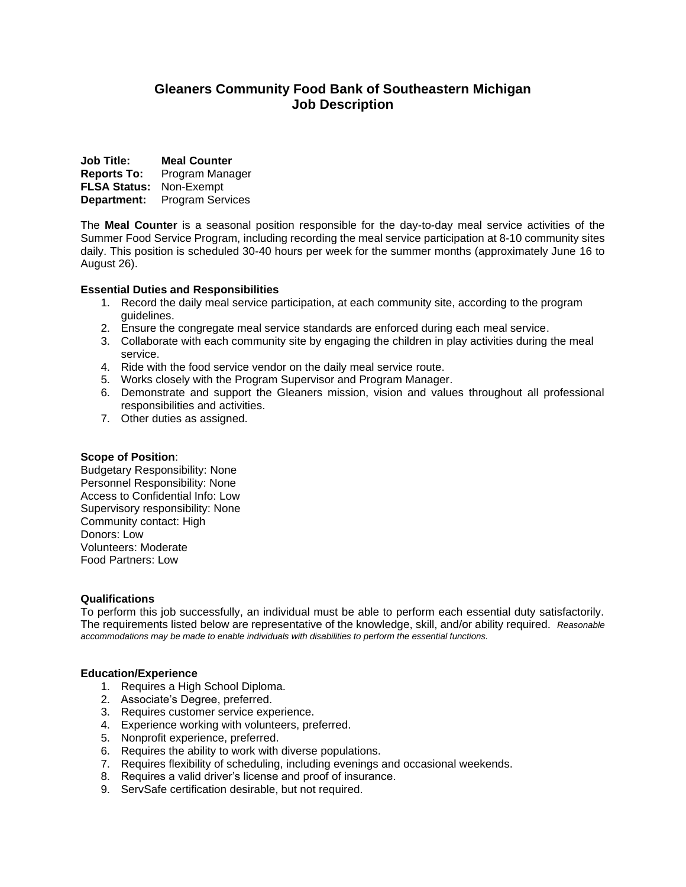# Gleaners Community Food Bank of Southeastern Michigan
# Job Description

**Job Title:** **Meal Counter**
**Reports To:** Program Manager
**FLSA Status:** Non-Exempt
**Department:** Program Services

The **Meal Counter** is a seasonal position responsible for the day-to-day meal service activities of the Summer Food Service Program, including recording the meal service participation at 8-10 community sites daily. This position is scheduled 30-40 hours per week for the summer months (approximately June 16 to August 26).

**Essential Duties and Responsibilities**

1. Record the daily meal service participation, at each community site, according to the program guidelines.
2. Ensure the congregate meal service standards are enforced during each meal service.
3. Collaborate with each community site by engaging the children in play activities during the meal service.
4. Ride with the food service vendor on the daily meal service route.
5. Works closely with the Program Supervisor and Program Manager.
6. Demonstrate and support the Gleaners mission, vision and values throughout all professional responsibilities and activities.
7. Other duties as assigned.

**Scope of Position**:
Budgetary Responsibility: None
Personnel Responsibility: None
Access to Confidential Info: Low
Supervisory responsibility: None
Community contact: High
Donors: Low
Volunteers: Moderate
Food Partners: Low

**Qualifications**
To perform this job successfully, an individual must be able to perform each essential duty satisfactorily. The requirements listed below are representative of the knowledge, skill, and/or ability required. *Reasonable accommodations may be made to enable individuals with disabilities to perform the essential functions.*

**Education/Experience**

1. Requires a High School Diploma.
2. Associate's Degree, preferred.
3. Requires customer service experience.
4. Experience working with volunteers, preferred.
5. Nonprofit experience, preferred.
6. Requires the ability to work with diverse populations.
7. Requires flexibility of scheduling, including evenings and occasional weekends.
8. Requires a valid driver's license and proof of insurance.
9. ServSafe certification desirable, but not required.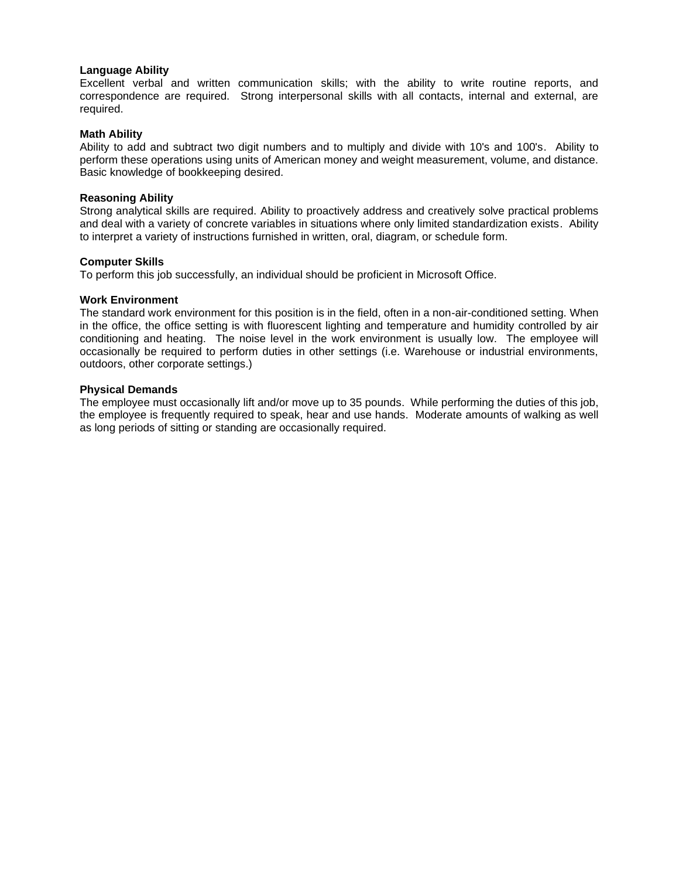**Language Ability**
Excellent verbal and written communication skills; with the ability to write routine reports, and correspondence are required. Strong interpersonal skills with all contacts, internal and external, are required.

**Math Ability**
Ability to add and subtract two digit numbers and to multiply and divide with 10's and 100's. Ability to perform these operations using units of American money and weight measurement, volume, and distance. Basic knowledge of bookkeeping desired.

**Reasoning Ability**
Strong analytical skills are required. Ability to proactively address and creatively solve practical problems and deal with a variety of concrete variables in situations where only limited standardization exists. Ability to interpret a variety of instructions furnished in written, oral, diagram, or schedule form.

**Computer Skills**
To perform this job successfully, an individual should be proficient in Microsoft Office.

**Work Environment**
The standard work environment for this position is in the field, often in a non-air-conditioned setting. When in the office, the office setting is with fluorescent lighting and temperature and humidity controlled by air conditioning and heating. The noise level in the work environment is usually low. The employee will occasionally be required to perform duties in other settings (i.e. Warehouse or industrial environments, outdoors, other corporate settings.)

**Physical Demands**
The employee must occasionally lift and/or move up to 35 pounds. While performing the duties of this job, the employee is frequently required to speak, hear and use hands. Moderate amounts of walking as well as long periods of sitting or standing are occasionally required.